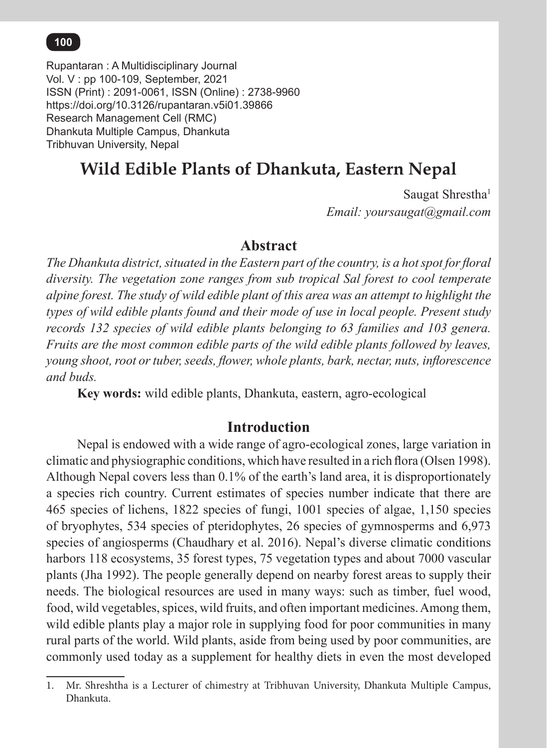Rupantaran : A Multidisciplinary Journal
Vol. V : pp 100-109, September, 2021
ISSN (Print) : 2091-0061, ISSN (Online) : 2738-9960
https://doi.org/10.3126/rupantaran.v5i01.39866
Research Management Cell (RMC)
Dhankuta Multiple Campus, Dhankuta
Tribhuvan University, Nepal

# Wild Edible Plants of Dhankuta, Eastern Nepal

Saugat Shrestha[1]
*Email: yoursaugat@gmail.com*

## Abstract

*The Dhankuta district, situated in the Eastern part of the country, is a hot spot for floral diversity. The vegetation zone ranges from sub tropical Sal forest to cool temperate alpine forest. The study of wild edible plant of this area was an attempt to highlight the types of wild edible plants found and their mode of use in local people. Present study records 132 species of wild edible plants belonging to 63 families and 103 genera. Fruits are the most common edible parts of the wild edible plants followed by leaves, young shoot, root or tuber, seeds, flower, whole plants, bark, nectar, nuts, inflorescence and buds.*

**Key words:** wild edible plants, Dhankuta, eastern, agro-ecological

## Introduction

Nepal is endowed with a wide range of agro-ecological zones, large variation in climatic and physiographic conditions, which have resulted in a rich flora (Olsen 1998). Although Nepal covers less than 0.1% of the earth's land area, it is disproportionately a species rich country. Current estimates of species number indicate that there are 465 species of lichens, 1822 species of fungi, 1001 species of algae, 1,150 species of bryophytes, 534 species of pteridophytes, 26 species of gymnosperms and 6,973 species of angiosperms (Chaudhary et al. 2016). Nepal's diverse climatic conditions harbors 118 ecosystems, 35 forest types, 75 vegetation types and about 7000 vascular plants (Jha 1992). The people generally depend on nearby forest areas to supply their needs. The biological resources are used in many ways: such as timber, fuel wood, food, wild vegetables, spices, wild fruits, and often important medicines. Among them, wild edible plants play a major role in supplying food for poor communities in many rural parts of the world. Wild plants, aside from being used by poor communities, are commonly used today as a supplement for healthy diets in even the most developed

---

1. Mr. Shreshtha is a Lecturer of chimestry at Tribhuvan University, Dhankuta Multiple Campus, Dhankuta.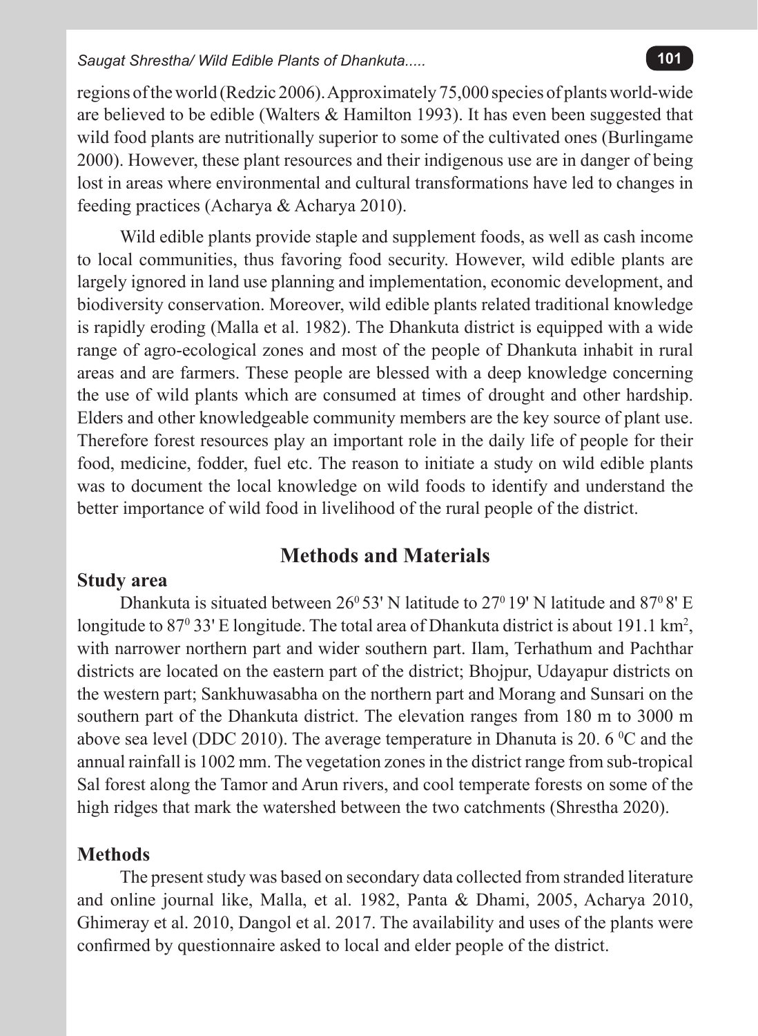regions of the world (Redzic 2006). Approximately 75,000 species of plants world-wide are believed to be edible (Walters & Hamilton 1993). It has even been suggested that wild food plants are nutritionally superior to some of the cultivated ones (Burlingame 2000). However, these plant resources and their indigenous use are in danger of being lost in areas where environmental and cultural transformations have led to changes in feeding practices (Acharya & Acharya 2010).

Wild edible plants provide staple and supplement foods, as well as cash income to local communities, thus favoring food security. However, wild edible plants are largely ignored in land use planning and implementation, economic development, and biodiversity conservation. Moreover, wild edible plants related traditional knowledge is rapidly eroding (Malla et al. 1982). The Dhankuta district is equipped with a wide range of agro-ecological zones and most of the people of Dhankuta inhabit in rural areas and are farmers. These people are blessed with a deep knowledge concerning the use of wild plants which are consumed at times of drought and other hardship. Elders and other knowledgeable community members are the key source of plant use. Therefore forest resources play an important role in the daily life of people for their food, medicine, fodder, fuel etc. The reason to initiate a study on wild edible plants was to document the local knowledge on wild foods to identify and understand the better importance of wild food in livelihood of the rural people of the district.

## Methods and Materials

### Study area

Dhankuta is situated between $26^0$ 53' N latitude to $27^0$ 19' N latitude and $87^0$ 8' E longitude to $87^0$ 33' E longitude. The total area of Dhankuta district is about 191.1 $km^2$, with narrower northern part and wider southern part. Ilam, Terhathum and Pachthar districts are located on the eastern part of the district; Bhojpur, Udayapur districts on the western part; Sankhuwasabha on the northern part and Morang and Sunsari on the southern part of the Dhankuta district. The elevation ranges from 180 m to 3000 m above sea level (DDC 2010). The average temperature in Dhanuta is 20. 6 $^0$C and the annual rainfall is 1002 mm. The vegetation zones in the district range from sub-tropical Sal forest along the Tamor and Arun rivers, and cool temperate forests on some of the high ridges that mark the watershed between the two catchments (Shrestha 2020).

### Methods

The present study was based on secondary data collected from stranded literature and online journal like, Malla, et al. 1982, Panta & Dhami, 2005, Acharya 2010, Ghimeray et al. 2010, Dangol et al. 2017. The availability and uses of the plants were confirmed by questionnaire asked to local and elder people of the district.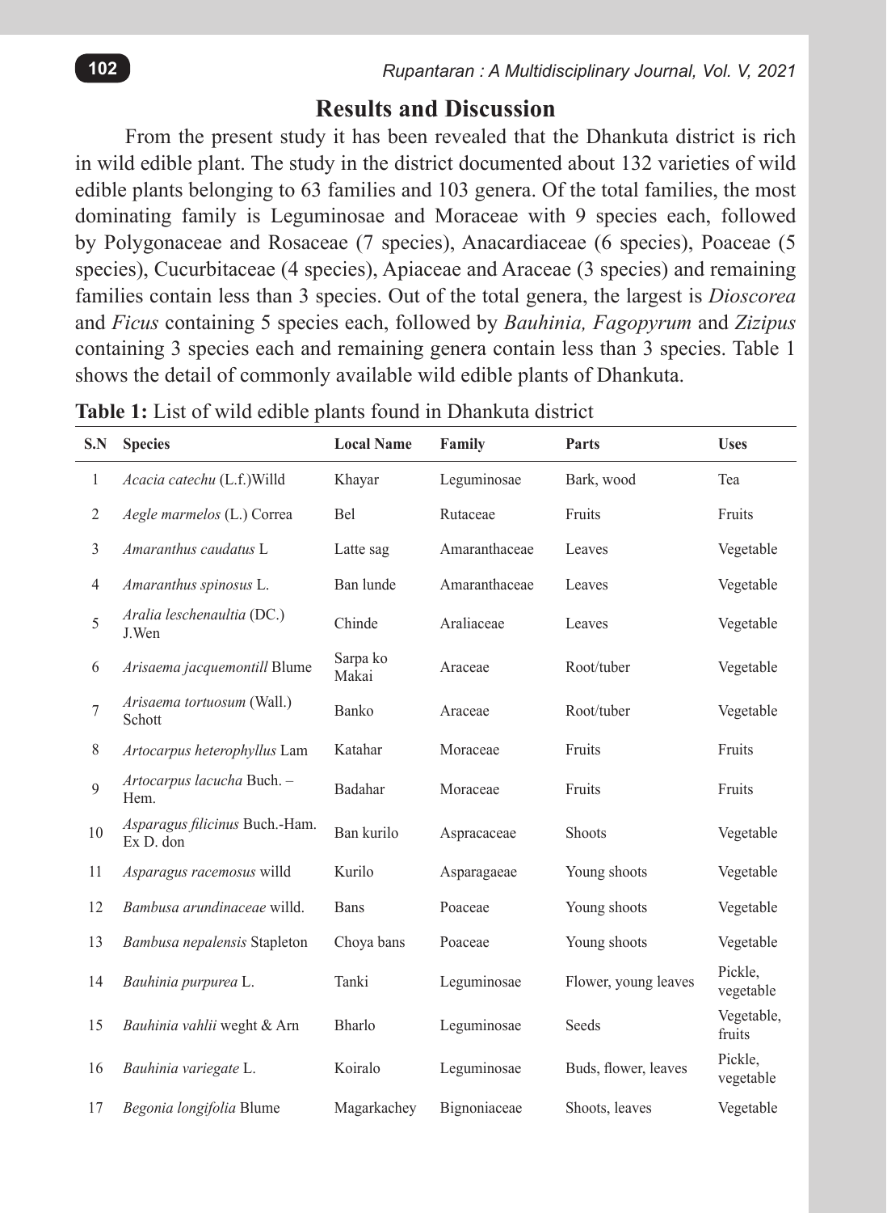## Results and Discussion

From the present study it has been revealed that the Dhankuta district is rich in wild edible plant. The study in the district documented about 132 varieties of wild edible plants belonging to 63 families and 103 genera. Of the total families, the most dominating family is Leguminosae and Moraceae with 9 species each, followed by Polygonaceae and Rosaceae (7 species), Anacardiaceae (6 species), Poaceae (5 species), Cucurbitaceae (4 species), Apiaceae and Araceae (3 species) and remaining families contain less than 3 species. Out of the total genera, the largest is *Dioscorea* and *Ficus* containing 5 species each, followed by *Bauhinia, Fagopyrum* and *Zizipus* containing 3 species each and remaining genera contain less than 3 species. Table 1 shows the detail of commonly available wild edible plants of Dhankuta.

**Table 1:** List of wild edible plants found in Dhankuta district

| S.N | Species | Local Name | Family | Parts | Uses |
|---|---|---|---|---|---|
| 1 | *Acacia catechu* (L.f.)Willd | Khayar | Leguminosae | Bark, wood | Tea |
| 2 | *Aegle marmelos* (L.) Correa | Bel | Rutaceae | Fruits | Fruits |
| 3 | *Amaranthus caudatus* L | Latte sag | Amaranthaceae | Leaves | Vegetable |
| 4 | *Amaranthus spinosus* L. | Ban lunde | Amaranthaceae | Leaves | Vegetable |
| 5 | *Aralia leschenaultia* (DC.) J.Wen | Chinde | Araliaceae | Leaves | Vegetable |
| 6 | *Arisaema jacquemontill* Blume | Sarpa ko Makai | Araceae | Root/tuber | Vegetable |
| 7 | *Arisaema tortuosum* (Wall.) Schott | Banko | Araceae | Root/tuber | Vegetable |
| 8 | *Artocarpus heterophyllus* Lam | Katahar | Moraceae | Fruits | Fruits |
| 9 | *Artocarpus lacucha* Buch. – Hem. | Badahar | Moraceae | Fruits | Fruits |
| 10 | *Asparagus filicinus* Buch.-Ham. Ex D. don | Ban kurilo | Aspracaceae | Shoots | Vegetable |
| 11 | *Asparagus racemosus* willd | Kurilo | Asparagaeae | Young shoots | Vegetable |
| 12 | *Bambusa arundinaceae* willd. | Bans | Poaceae | Young shoots | Vegetable |
| 13 | *Bambusa nepalensis* Stapleton | Choya bans | Poaceae | Young shoots | Vegetable |
| 14 | *Bauhinia purpurea* L. | Tanki | Leguminosae | Flower, young leaves | Pickle, vegetable |
| 15 | *Bauhinia vahlii* weght & Arn | Bharlo | Leguminosae | Seeds | Vegetable, fruits |
| 16 | *Bauhinia variegate* L. | Koiralo | Leguminosae | Buds, flower, leaves | Pickle, vegetable |
| 17 | *Begonia longifolia* Blume | Magarkachey | Bignoniaceae | Shoots, leaves | Vegetable |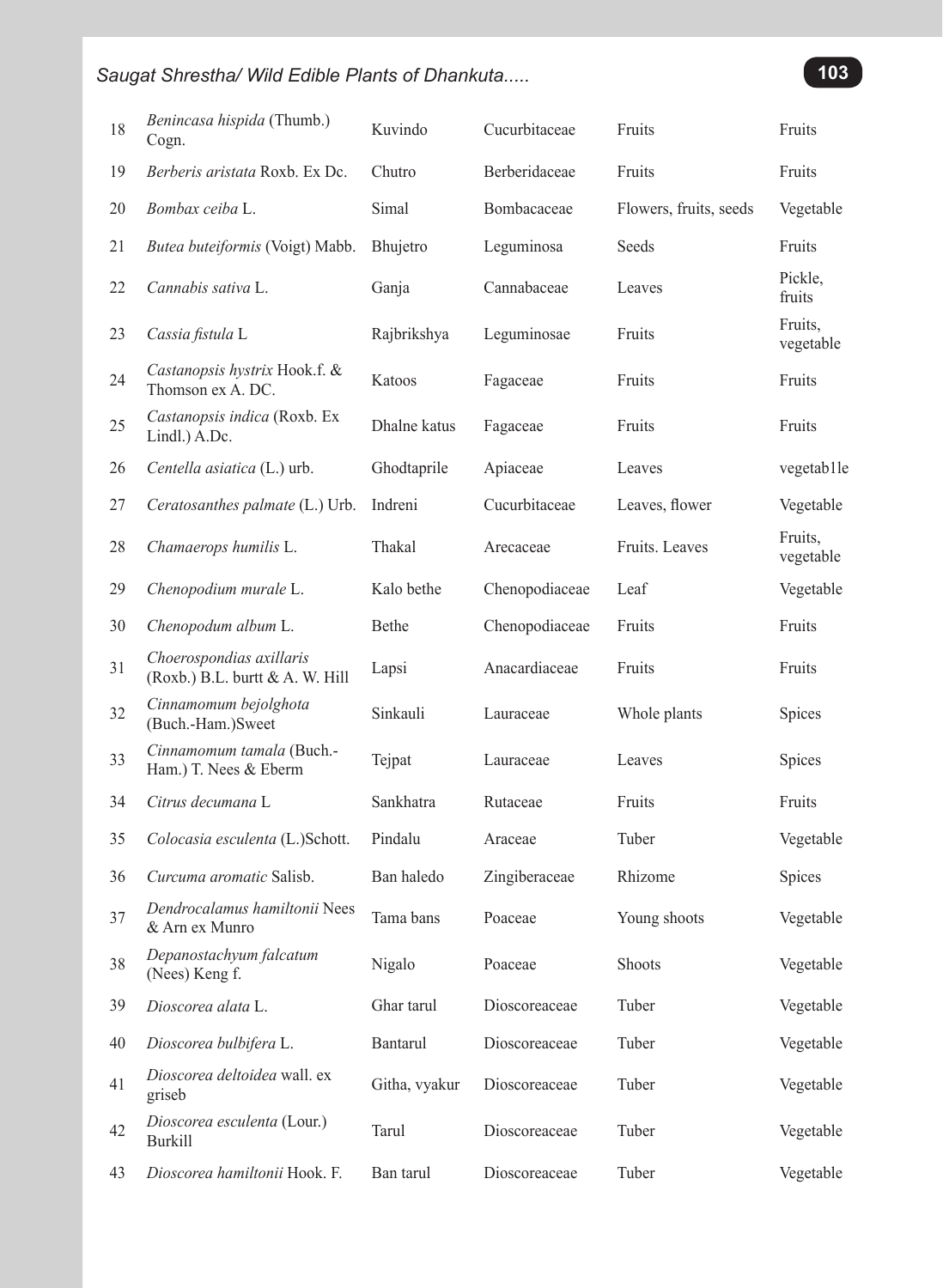| 18 | *Benincasa hispida* (Thumb.) Cogn. | Kuvindo | Cucurbitaceae | Fruits | Fruits |
|---|---|---|---|---|---|
| 19 | *Berberis aristata* Roxb. Ex Dc. | Chutro | Berberidaceae | Fruits | Fruits |
| 20 | *Bombax ceiba* L. | Simal | Bombacaceae | Flowers, fruits, seeds | Vegetable |
| 21 | *Butea buteiformis* (Voigt) Mabb. | Bhujetro | Leguminosa | Seeds | Fruits |
| 22 | *Cannabis sativa* L. | Ganja | Cannabaceae | Leaves | Pickle, fruits |
| 23 | *Cassia fistula* L | Rajbrikshya | Leguminosae | Fruits | Fruits, vegetable |
| 24 | *Castanopsis hystrix* Hook.f. & Thomson ex A. DC. | Katoos | Fagaceae | Fruits | Fruits |
| 25 | *Castanopsis indica* (Roxb. Ex Lindl.) A.Dc. | Dhalne katus | Fagaceae | Fruits | Fruits |
| 26 | *Centella asiatica* (L.) urb. | Ghodtaprile | Apiaceae | Leaves | vegetab1le |
| 27 | *Ceratosanthes palmate* (L.) Urb. | Indreni | Cucurbitaceae | Leaves, flower | Vegetable |
| 28 | *Chamaerops humilis* L. | Thakal | Arecaceae | Fruits. Leaves | Fruits, vegetable |
| 29 | *Chenopodium murale* L. | Kalo bethe | Chenopodiaceae | Leaf | Vegetable |
| 30 | *Chenopodum album* L. | Bethe | Chenopodiaceae | Fruits | Fruits |
| 31 | *Choerospondias axillaris* (Roxb.) B.L. burtt & A. W. Hill | Lapsi | Anacardiaceae | Fruits | Fruits |
| 32 | *Cinnamomum bejolghota* (Buch.-Ham.)Sweet | Sinkauli | Lauraceae | Whole plants | Spices |
| 33 | *Cinnamomum tamala* (Buch.-Ham.) T. Nees & Eberm | Tejpat | Lauraceae | Leaves | Spices |
| 34 | *Citrus decumana* L | Sankhatra | Rutaceae | Fruits | Fruits |
| 35 | *Colocasia esculenta* (L.)Schott. | Pindalu | Araceae | Tuber | Vegetable |
| 36 | *Curcuma aromatic* Salisb. | Ban haledo | Zingiberaceae | Rhizome | Spices |
| 37 | *Dendrocalamus hamiltonii* Nees & Arn ex Munro | Tama bans | Poaceae | Young shoots | Vegetable |
| 38 | *Depanostachyum falcatum* (Nees) Keng f. | Nigalo | Poaceae | Shoots | Vegetable |
| 39 | *Dioscorea alata* L. | Ghar tarul | Dioscoreaceae | Tuber | Vegetable |
| 40 | *Dioscorea bulbifera* L. | Bantarul | Dioscoreaceae | Tuber | Vegetable |
| 41 | *Dioscorea deltoidea* wall. ex griseb | Githa, vyakur | Dioscoreaceae | Tuber | Vegetable |
| 42 | *Dioscorea esculenta* (Lour.) Burkill | Tarul | Dioscoreaceae | Tuber | Vegetable |
| 43 | *Dioscorea hamiltonii* Hook. F. | Ban tarul | Dioscoreaceae | Tuber | Vegetable |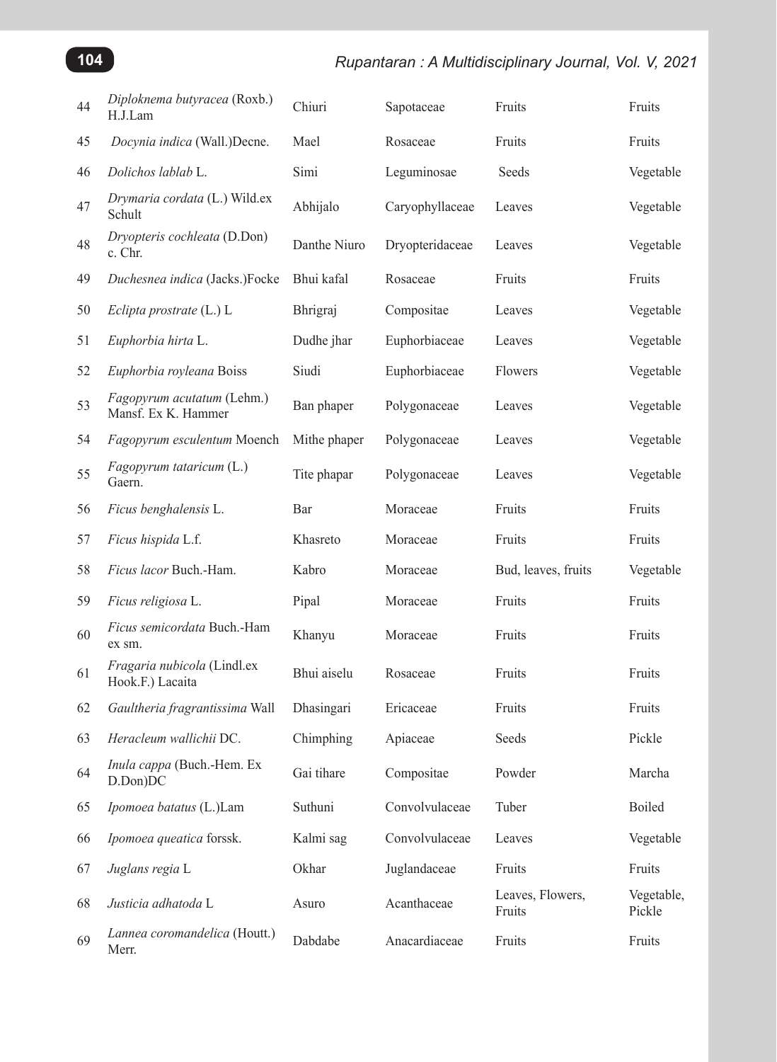| 44 | *Diploknema butyracea* (Roxb.) H.J.Lam | Chiuri | Sapotaceae | Fruits | Fruits |
|---|---|---|---|---|---|
| 45 | *Docynia indica* (Wall.)Decne. | Mael | Rosaceae | Fruits | Fruits |
| 46 | *Dolichos lablab* L. | Simi | Leguminosae | Seeds | Vegetable |
| 47 | *Drymaria cordata* (L.) Wild.ex Schult | Abhijalo | Caryophyllaceae | Leaves | Vegetable |
| 48 | *Dryopteris cochleata* (D.Don) c. Chr. | Danthe Niuro | Dryopteridaceae | Leaves | Vegetable |
| 49 | *Duchesnea indica* (Jacks.)Focke | Bhui kafal | Rosaceae | Fruits | Fruits |
| 50 | *Eclipta prostrate* (L.) L | Bhrigraj | Compositae | Leaves | Vegetable |
| 51 | *Euphorbia hirta* L. | Dudhe jhar | Euphorbiaceae | Leaves | Vegetable |
| 52 | *Euphorbia royleana* Boiss | Siudi | Euphorbiaceae | Flowers | Vegetable |
| 53 | *Fagopyrum acutatum* (Lehm.) Mansf. Ex K. Hammer | Ban phaper | Polygonaceae | Leaves | Vegetable |
| 54 | *Fagopyrum esculentum* Moench | Mithe phaper | Polygonaceae | Leaves | Vegetable |
| 55 | *Fagopyrum tataricum* (L.) Gaern. | Tite phapar | Polygonaceae | Leaves | Vegetable |
| 56 | *Ficus benghalensis* L. | Bar | Moraceae | Fruits | Fruits |
| 57 | *Ficus hispida* L.f. | Khasreto | Moraceae | Fruits | Fruits |
| 58 | *Ficus lacor* Buch.-Ham. | Kabro | Moraceae | Bud, leaves, fruits | Vegetable |
| 59 | *Ficus religiosa* L. | Pipal | Moraceae | Fruits | Fruits |
| 60 | *Ficus semicordata* Buch.-Ham ex sm. | Khanyu | Moraceae | Fruits | Fruits |
| 61 | *Fragaria nubicola* (Lindl.ex Hook.F.) Lacaita | Bhui aiselu | Rosaceae | Fruits | Fruits |
| 62 | *Gaultheria fragrantissima* Wall | Dhasingari | Ericaceae | Fruits | Fruits |
| 63 | *Heracleum wallichii* DC. | Chimphing | Apiaceae | Seeds | Pickle |
| 64 | *Inula cappa* (Buch.-Hem. Ex D.Don)DC | Gai tihare | Compositae | Powder | Marcha |
| 65 | *Ipomoea batatus* (L.)Lam | Suthuni | Convolvulaceae | Tuber | Boiled |
| 66 | *Ipomoea queatica* forssk. | Kalmi sag | Convolvulaceae | Leaves | Vegetable |
| 67 | *Juglans regia* L | Okhar | Juglandaceae | Fruits | Fruits |
| 68 | *Justicia adhatoda* L | Asuro | Acanthaceae | Leaves, Flowers, Fruits | Vegetable, Pickle |
| 69 | *Lannea coromandelica* (Houtt.) Merr. | Dabdabe | Anacardiaceae | Fruits | Fruits |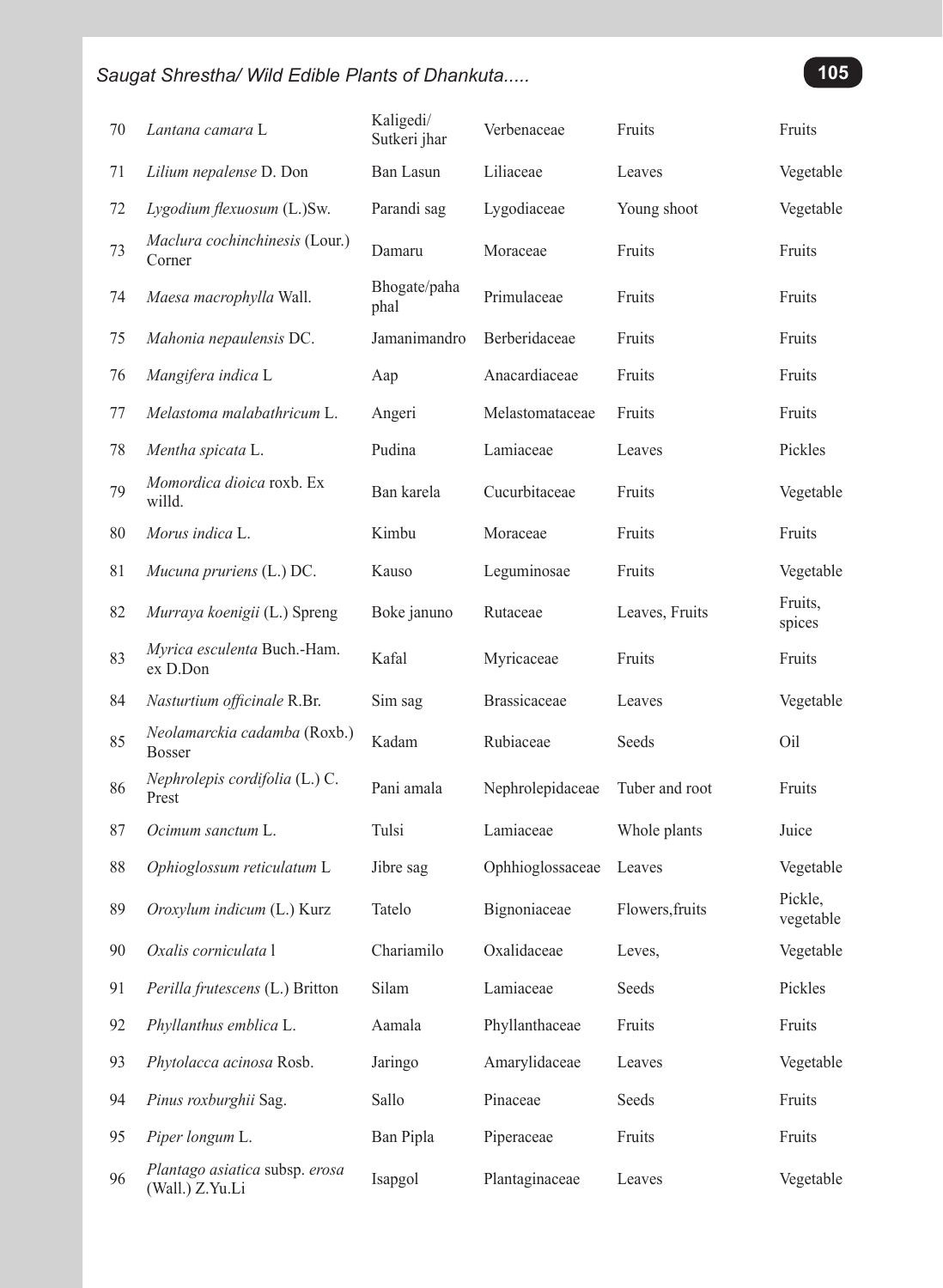| 70 | *Lantana camara* L | Kaligedi/ Sutkeri jhar | Verbenaceae | Fruits | Fruits |
|---|---|---|---|---|---|
| 71 | *Lilium nepalense* D. Don | Ban Lasun | Liliaceae | Leaves | Vegetable |
| 72 | *Lygodium flexuosum* (L.)Sw. | Parandi sag | Lygodiaceae | Young shoot | Vegetable |
| 73 | *Maclura cochinchinesis* (Lour.) Corner | Damaru | Moraceae | Fruits | Fruits |
| 74 | *Maesa macrophylla* Wall. | Bhogate/paha phal | Primulaceae | Fruits | Fruits |
| 75 | *Mahonia nepaulensis* DC. | Jamanimandro | Berberidaceae | Fruits | Fruits |
| 76 | *Mangifera indica* L | Aap | Anacardiaceae | Fruits | Fruits |
| 77 | *Melastoma malabathricum* L. | Angeri | Melastomataceae | Fruits | Fruits |
| 78 | *Mentha spicata* L. | Pudina | Lamiaceae | Leaves | Pickles |
| 79 | *Momordica dioica* roxb. Ex willd. | Ban karela | Cucurbitaceae | Fruits | Vegetable |
| 80 | *Morus indica* L. | Kimbu | Moraceae | Fruits | Fruits |
| 81 | *Mucuna pruriens* (L.) DC. | Kauso | Leguminosae | Fruits | Vegetable |
| 82 | *Murraya koenigii* (L.) Spreng | Boke januno | Rutaceae | Leaves, Fruits | Fruits, spices |
| 83 | *Myrica esculenta* Buch.-Ham. ex D.Don | Kafal | Myricaceae | Fruits | Fruits |
| 84 | *Nasturtium officinale* R.Br. | Sim sag | Brassicaceae | Leaves | Vegetable |
| 85 | *Neolamarckia cadamba* (Roxb.) Bosser | Kadam | Rubiaceae | Seeds | Oil |
| 86 | *Nephrolepis cordifolia* (L.) C. Prest | Pani amala | Nephrolepidaceae | Tuber and root | Fruits |
| 87 | *Ocimum sanctum* L. | Tulsi | Lamiaceae | Whole plants | Juice |
| 88 | *Ophioglossum reticulatum* L | Jibre sag | Ophhioglossaceae | Leaves | Vegetable |
| 89 | *Oroxylum indicum* (L.) Kurz | Tatelo | Bignoniaceae | Flowers,fruits | Pickle, vegetable |
| 90 | *Oxalis corniculata* l | Chariamilo | Oxalidaceae | Leves, | Vegetable |
| 91 | *Perilla frutescens* (L.) Britton | Silam | Lamiaceae | Seeds | Pickles |
| 92 | *Phyllanthus emblica* L. | Aamala | Phyllanthaceae | Fruits | Fruits |
| 93 | *Phytolacca acinosa* Rosb. | Jaringo | Amarylidaceae | Leaves | Vegetable |
| 94 | *Pinus roxburghii* Sag. | Sallo | Pinaceae | Seeds | Fruits |
| 95 | *Piper longum* L. | Ban Pipla | Piperaceae | Fruits | Fruits |
| 96 | *Plantago asiatica* subsp. *erosa* (Wall.) Z.Yu.Li | Isapgol | Plantaginaceae | Leaves | Vegetable |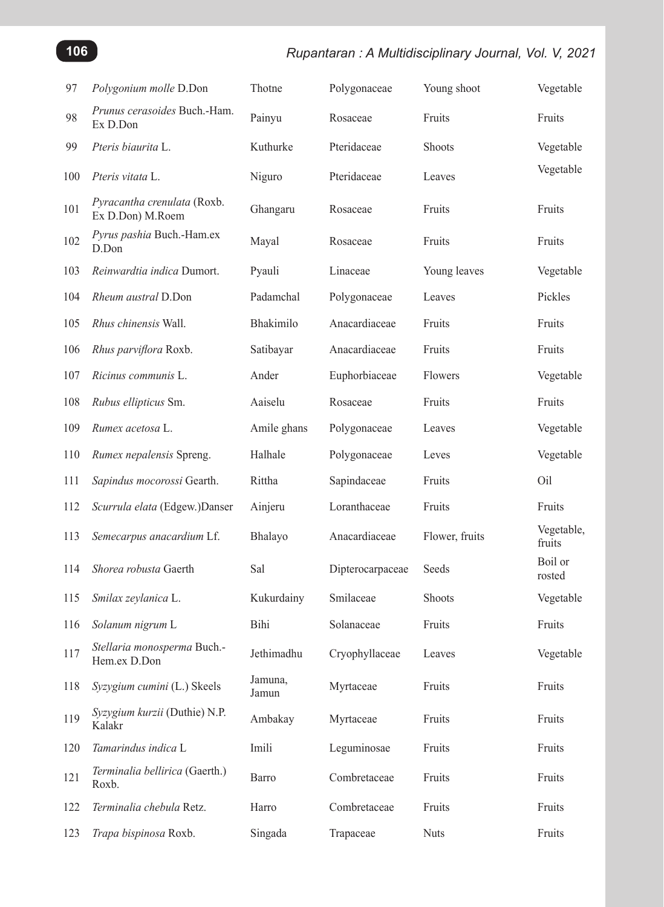| 97 | *Polygonium molle* D.Don | Thotne | Polygonaceae | Young shoot | Vegetable |
|---|---|---|---|---|---|
| 98 | *Prunus cerasoides* Buch.-Ham. Ex D.Don | Painyu | Rosaceae | Fruits | Fruits |
| 99 | *Pteris biaurita* L. | Kuthurke | Pteridaceae | Shoots | Vegetable |
| 100 | *Pteris vitata* L. | Niguro | Pteridaceae | Leaves | Vegetable |
| 101 | *Pyracantha crenulata* (Roxb. Ex D.Don) M.Roem | Ghangaru | Rosaceae | Fruits | Fruits |
| 102 | *Pyrus pashia* Buch.-Ham.ex D.Don | Mayal | Rosaceae | Fruits | Fruits |
| 103 | *Reinwardtia indica* Dumort. | Pyauli | Linaceae | Young leaves | Vegetable |
| 104 | *Rheum austral* D.Don | Padamchal | Polygonaceae | Leaves | Pickles |
| 105 | *Rhus chinensis* Wall. | Bhakimilo | Anacardiaceae | Fruits | Fruits |
| 106 | *Rhus parviflora* Roxb. | Satibayar | Anacardiaceae | Fruits | Fruits |
| 107 | *Ricinus communis* L. | Ander | Euphorbiaceae | Flowers | Vegetable |
| 108 | *Rubus ellipticus* Sm. | Aaiselu | Rosaceae | Fruits | Fruits |
| 109 | *Rumex acetosa* L. | Amile ghans | Polygonaceae | Leaves | Vegetable |
| 110 | *Rumex nepalensis* Spreng. | Halhale | Polygonaceae | Leves | Vegetable |
| 111 | *Sapindus mocorossi* Gearth. | Rittha | Sapindaceae | Fruits | Oil |
| 112 | *Scurrula elata* (Edgew.)Danser | Ainjeru | Loranthaceae | Fruits | Fruits |
| 113 | *Semecarpus anacardium* Lf. | Bhalayo | Anacardiaceae | Flower, fruits | Vegetable, fruits |
| 114 | *Shorea robusta* Gaerth | Sal | Dipterocarpaceae | Seeds | Boil or rosted |
| 115 | *Smilax zeylanica* L. | Kukurdainy | Smilaceae | Shoots | Vegetable |
| 116 | *Solanum nigrum* L | Bihi | Solanaceae | Fruits | Fruits |
| 117 | *Stellaria monosperma* Buch.-Hem.ex D.Don | Jethimadhu | Cryophyllaceae | Leaves | Vegetable |
| 118 | *Syzygium cumini* (L.) Skeels | Jamuna, Jamun | Myrtaceae | Fruits | Fruits |
| 119 | *Syzygium kurzii* (Duthie) N.P. Kalakr | Ambakay | Myrtaceae | Fruits | Fruits |
| 120 | *Tamarindus indica* L | Imili | Leguminosae | Fruits | Fruits |
| 121 | *Terminalia bellirica* (Gaerth.) Roxb. | Barro | Combretaceae | Fruits | Fruits |
| 122 | *Terminalia chebula* Retz. | Harro | Combretaceae | Fruits | Fruits |
| 123 | *Trapa bispinosa* Roxb. | Singada | Trapaceae | Nuts | Fruits |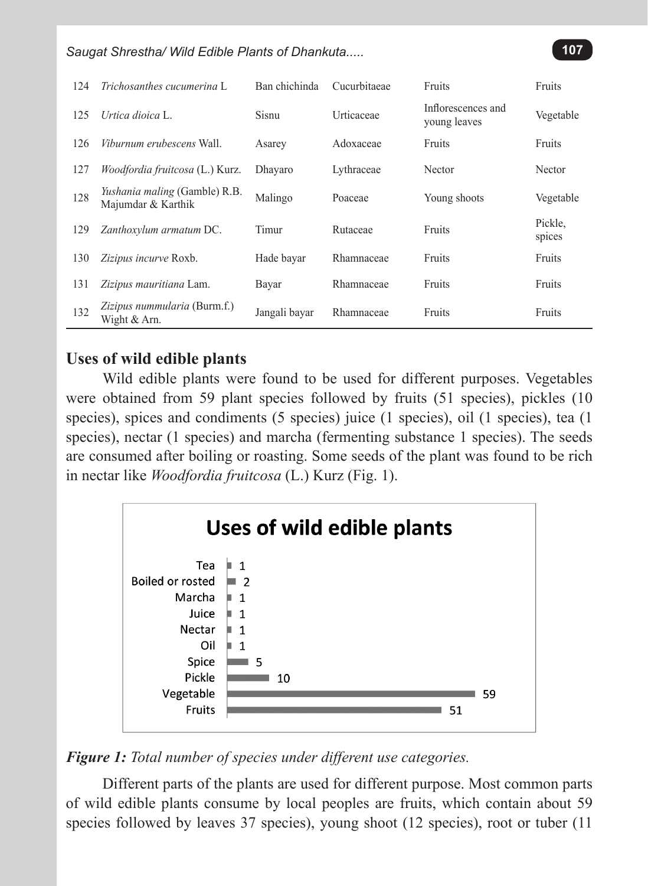| | | | | | |
|---|---|---|---|---|---|
| 124 | *Trichosanthes cucumerina* L | Ban chichinda | Cucurbitaeae | Fruits | Fruits |
| 125 | *Urtica dioica* L. | Sisnu | Urticaceae | Inflorescences and young leaves | Vegetable |
| 126 | *Viburnum erubescens* Wall. | Asarey | Adoxaceae | Fruits | Fruits |
| 127 | *Woodfordia fruitcosa* (L.) Kurz. | Dhayaro | Lythraceae | Nector | Nector |
| 128 | *Yushania maling* (Gamble) R.B. Majumdar & Karthik | Malingo | Poaceae | Young shoots | Vegetable |
| 129 | *Zanthoxylum armatum* DC. | Timur | Rutaceae | Fruits | Pickle, spices |
| 130 | *Zizipus incurve* Roxb. | Hade bayar | Rhamnaceae | Fruits | Fruits |
| 131 | *Zizipus mauritiana* Lam. | Bayar | Rhamnaceae | Fruits | Fruits |
| 132 | *Zizipus nummularia* (Burm.f.) Wight & Arn. | Jangali bayar | Rhamnaceae | Fruits | Fruits |

## Uses of wild edible plants

Wild edible plants were found to be used for different purposes. Vegetables were obtained from 59 plant species followed by fruits (51 species), pickles (10 species), spices and condiments (5 species) juice (1 species), oil (1 species), tea (1 species), nectar (1 species) and marcha (fermenting substance 1 species). The seeds are consumed after boiling or roasting. Some seeds of the plant was found to be rich in nectar like *Woodfordia fruitcosa* (L.) Kurz (Fig. 1).

**Uses of wild edible plants**

| Use | Number of species |
|---|---|
| Tea | 1 |
| Boiled or rosted | 2 |
| Marcha | 1 |
| Juice | 1 |
| Nectar | 1 |
| Oil | 1 |
| Spice | 5 |
| Pickle | 10 |
| Vegetable | 59 |
| Fruits | 51 |

***Figure 1:*** *Total number of species under different use categories.*

Different parts of the plants are used for different purpose. Most common parts of wild edible plants consume by local peoples are fruits, which contain about 59 species followed by leaves 37 species), young shoot (12 species), root or tuber (11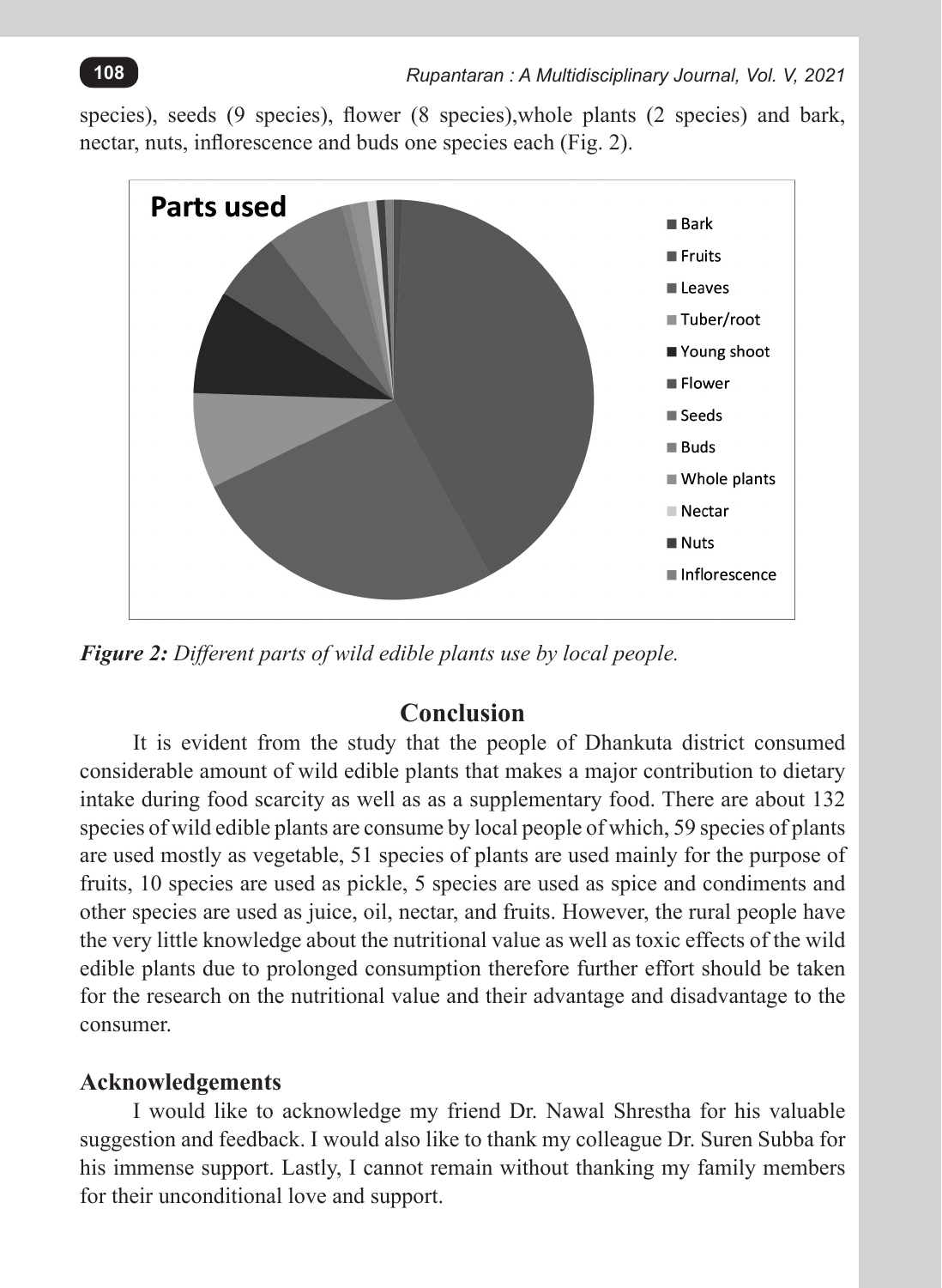species), seeds (9 species), flower (8 species),whole plants (2 species) and bark, nectar, nuts, inflorescence and buds one species each (Fig. 2).

***Figure 2:*** *Different parts of wild edible plants use by local people.*

## Conclusion

It is evident from the study that the people of Dhankuta district consumed considerable amount of wild edible plants that makes a major contribution to dietary intake during food scarcity as well as as a supplementary food. There are about 132 species of wild edible plants are consume by local people of which, 59 species of plants are used mostly as vegetable, 51 species of plants are used mainly for the purpose of fruits, 10 species are used as pickle, 5 species are used as spice and condiments and other species are used as juice, oil, nectar, and fruits. However, the rural people have the very little knowledge about the nutritional value as well as toxic effects of the wild edible plants due to prolonged consumption therefore further effort should be taken for the research on the nutritional value and their advantage and disadvantage to the consumer.

### Acknowledgements

I would like to acknowledge my friend Dr. Nawal Shrestha for his valuable suggestion and feedback. I would also like to thank my colleague Dr. Suren Subba for his immense support. Lastly, I cannot remain without thanking my family members for their unconditional love and support.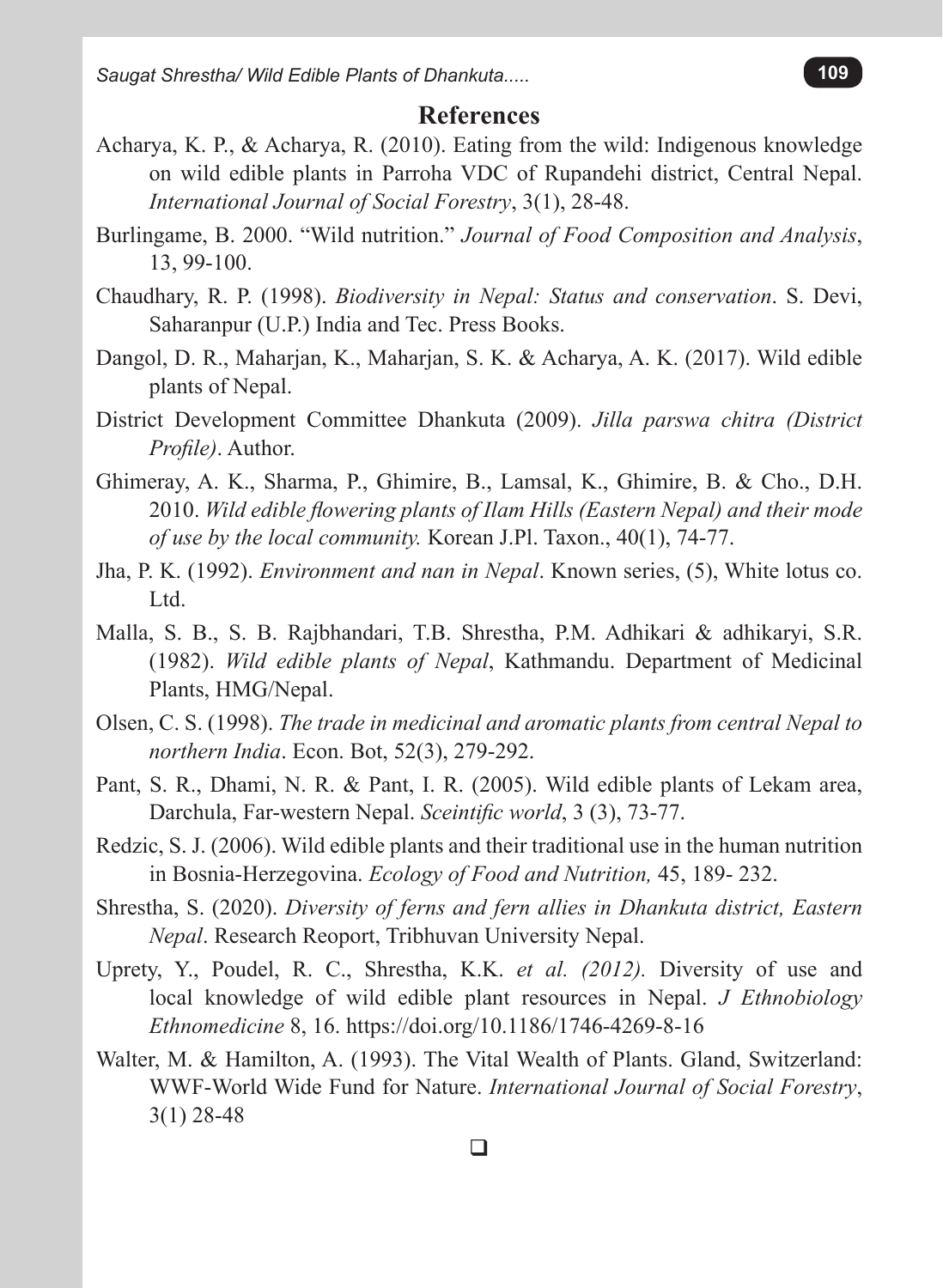## References

Acharya, K. P., & Acharya, R. (2010). Eating from the wild: Indigenous knowledge on wild edible plants in Parroha VDC of Rupandehi district, Central Nepal. *International Journal of Social Forestry*, 3(1), 28-48.

Burlingame, B. 2000. "Wild nutrition." *Journal of Food Composition and Analysis*, 13, 99-100.

Chaudhary, R. P. (1998). *Biodiversity in Nepal: Status and conservation*. S. Devi, Saharanpur (U.P.) India and Tec. Press Books.

Dangol, D. R., Maharjan, K., Maharjan, S. K. & Acharya, A. K. (2017). Wild edible plants of Nepal.

District Development Committee Dhankuta (2009). *Jilla parswa chitra (District Profile)*. Author.

Ghimeray, A. K., Sharma, P., Ghimire, B., Lamsal, K., Ghimire, B. & Cho., D.H. 2010. *Wild edible flowering plants of Ilam Hills (Eastern Nepal) and their mode of use by the local community.* Korean J.Pl. Taxon., 40(1), 74-77.

Jha, P. K. (1992). *Environment and nan in Nepal*. Known series, (5), White lotus co. Ltd.

Malla, S. B., S. B. Rajbhandari, T.B. Shrestha, P.M. Adhikari & adhikaryi, S.R. (1982). *Wild edible plants of Nepal*, Kathmandu. Department of Medicinal Plants, HMG/Nepal.

Olsen, C. S. (1998). *The trade in medicinal and aromatic plants from central Nepal to northern India*. Econ. Bot, 52(3), 279-292.

Pant, S. R., Dhami, N. R. & Pant, I. R. (2005). Wild edible plants of Lekam area, Darchula, Far-western Nepal. *Sceintific world*, 3 (3), 73-77.

Redzic, S. J. (2006). Wild edible plants and their traditional use in the human nutrition in Bosnia-Herzegovina. *Ecology of Food and Nutrition,* 45, 189- 232.

Shrestha, S. (2020). *Diversity of ferns and fern allies in Dhankuta district, Eastern Nepal*. Research Reoport, Tribhuvan University Nepal.

Uprety, Y., Poudel, R. C., Shrestha, K.K. *et al. (2012).* Diversity of use and local knowledge of wild edible plant resources in Nepal. *J Ethnobiology Ethnomedicine* 8, 16. https://doi.org/10.1186/1746-4269-8-16

Walter, M. & Hamilton, A. (1993). The Vital Wealth of Plants. Gland, Switzerland: WWF-World Wide Fund for Nature. *International Journal of Social Forestry*, 3(1) 28-48